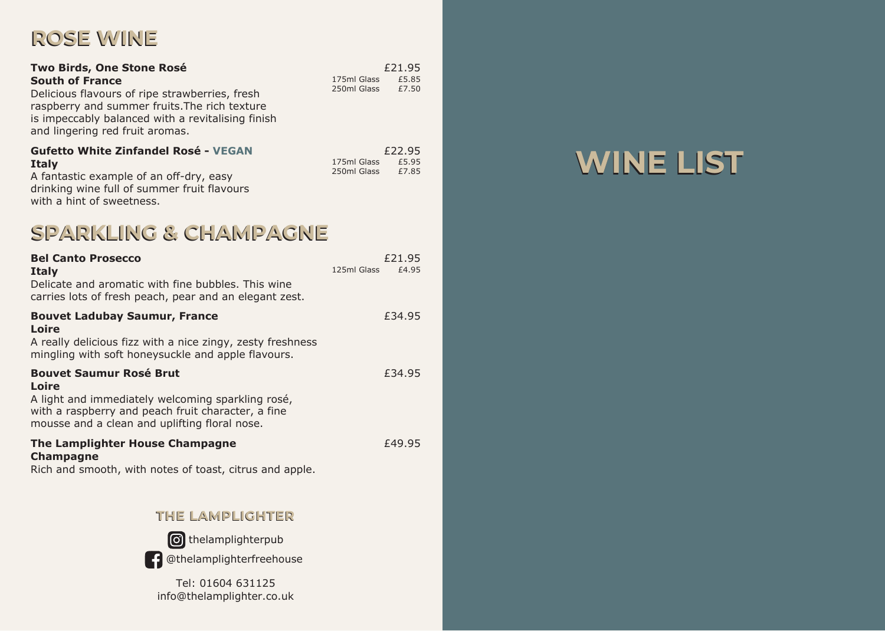# ROSE WINE

**Two Birds, One Stone Rosé**
**South of France**
Delicious flavours of ripe strawberries, fresh raspberry and summer fruits.The rich texture is impeccably balanced with a revitalising finish and lingering red fruit aromas.

£21.95
175ml Glass £5.85
250ml Glass £7.50

**Gufetto White Zinfandel Rosé - VEGAN**
**Italy**
A fantastic example of an off-dry, easy drinking wine full of summer fruit flavours with a hint of sweetness.

£22.95
175ml Glass £5.95
250ml Glass £7.85

# SPARKLING & CHAMPAGNE

**Bel Canto Prosecco**
**Italy**
Delicate and aromatic with fine bubbles. This wine carries lots of fresh peach, pear and an elegant zest.

£21.95
125ml Glass £4.95

**Bouvet Ladubay Saumur, France**
**Loire**
A really delicious fizz with a nice zingy, zesty freshness mingling with soft honeysuckle and apple flavours.

£34.95

**Bouvet Saumur Rosé Brut**
**Loire**
A light and immediately welcoming sparkling rosé, with a raspberry and peach fruit character, a fine mousse and a clean and uplifting floral nose.

£34.95

**The Lamplighter House Champagne**
**Champagne**
Rich and smooth, with notes of toast, citrus and apple.

£49.95

## THE LAMPLIGHTER

thelamplighterpub

@thelamplighterfreehouse

Tel: 01604 631125
info@thelamplighter.co.uk

# WINE LIST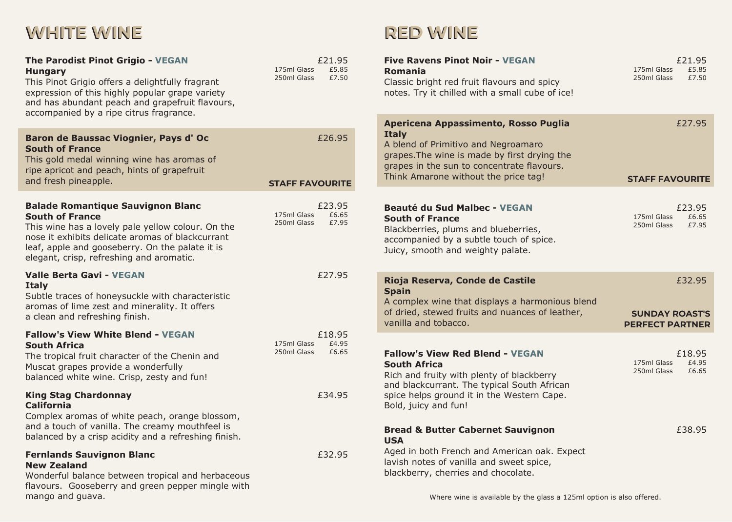# WHITE WINE

**The Parodist Pinot Grigio - VEGAN**
**Hungary**
This Pinot Grigio offers a delightfully fragrant expression of this highly popular grape variety and has abundant peach and grapefruit flavours, accompanied by a ripe citrus fragrance.

£21.95
175ml Glass £5.85
250ml Glass £7.50

**Baron de Baussac Viognier, Pays d' Oc**
**South of France**
This gold medal winning wine has aromas of ripe apricot and peach, hints of grapefruit and fresh pineapple.

£26.95

**STAFF FAVOURITE**

**Balade Romantique Sauvignon Blanc**
**South of France**
This wine has a lovely pale yellow colour. On the nose it exhibits delicate aromas of blackcurrant leaf, apple and gooseberry. On the palate it is elegant, crisp, refreshing and aromatic.

£23.95
175ml Glass £6.65
250ml Glass £7.95

**Valle Berta Gavi - VEGAN**
**Italy**
Subtle traces of honeysuckle with characteristic aromas of lime zest and minerality. It offers a clean and refreshing finish.

£27.95

**Fallow's View White Blend - VEGAN**
**South Africa**
The tropical fruit character of the Chenin and Muscat grapes provide a wonderfully balanced white wine. Crisp, zesty and fun!

£18.95
175ml Glass £4.95
250ml Glass £6.65

**King Stag Chardonnay**
**California**
Complex aromas of white peach, orange blossom, and a touch of vanilla. The creamy mouthfeel is balanced by a crisp acidity and a refreshing finish.

£34.95

**Fernlands Sauvignon Blanc**
**New Zealand**
Wonderful balance between tropical and herbaceous flavours. Gooseberry and green pepper mingle with mango and guava.

£32.95

# RED WINE

**Five Ravens Pinot Noir - VEGAN**
**Romania**
Classic bright red fruit flavours and spicy notes. Try it chilled with a small cube of ice!

£21.95
175ml Glass £5.85
250ml Glass £7.50

**Apericena Appassimento, Rosso Puglia**
**Italy**
A blend of Primitivo and Negroamaro grapes.The wine is made by first drying the grapes in the sun to concentrate flavours. Think Amarone without the price tag!

£27.95

**STAFF FAVOURITE**

**Beauté du Sud Malbec - VEGAN**
**South of France**
Blackberries, plums and blueberries, accompanied by a subtle touch of spice. Juicy, smooth and weighty palate.

£23.95
175ml Glass £6.65
250ml Glass £7.95

**Rioja Reserva, Conde de Castile**
**Spain**
A complex wine that displays a harmonious blend of dried, stewed fruits and nuances of leather, vanilla and tobacco.

£32.95

**SUNDAY ROAST'S PERFECT PARTNER**

**Fallow's View Red Blend - VEGAN**
**South Africa**
Rich and fruity with plenty of blackberry and blackcurrant. The typical South African spice helps ground it in the Western Cape. Bold, juicy and fun!

£18.95
175ml Glass £4.95
250ml Glass £6.65

**Bread & Butter Cabernet Sauvignon**
**USA**
Aged in both French and American oak. Expect lavish notes of vanilla and sweet spice, blackberry, cherries and chocolate.

£38.95

Where wine is available by the glass a 125ml option is also offered.